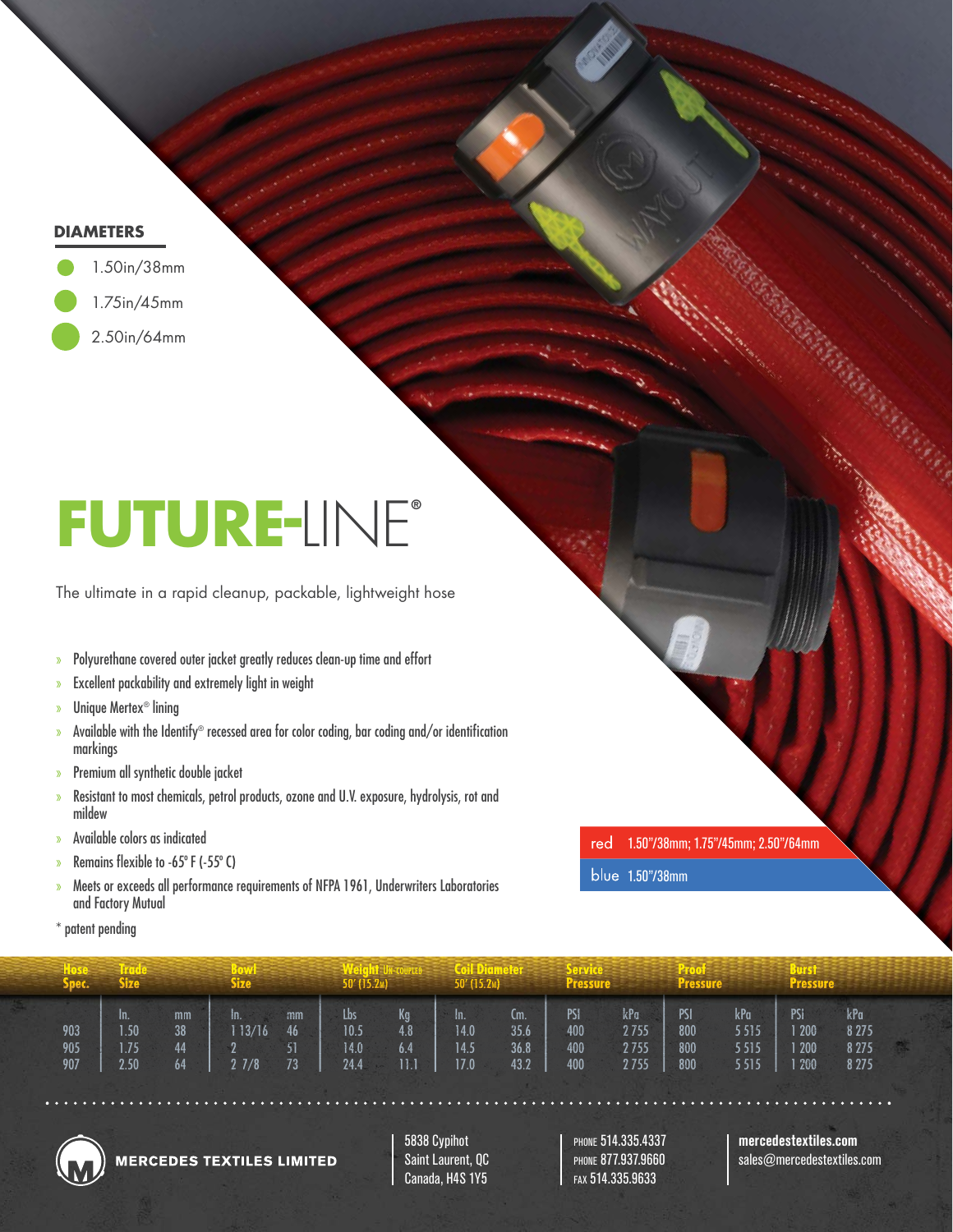## DIAMETERS

- 1.50in/38mm
- 1.75in/45mm
- 2.50in/64mm

# FUTURE-LINE®

The ultimate in a rapid cleanup, packable, lightweight hose

- Polyurethane covered outer jacket greatly reduces clean-up time and effort
- Excellent packability and extremely light in weight
- Unique Mertex® lining
- Available with the Identify® recessed area for color coding, bar coding and/or identification markings
- Premium all synthetic double jacket
- Resistant to most chemicals, petrol products, ozone and U.V. exposure, hydrolysis, rot and mildew
- Available colors as indicated
- Remains flexible to -65° F (-55° C)
- Meets or exceeds all performance requirements of NFPA 1961, Underwriters Laboratories and Factory Mutual

* patent pending

red 1.50"/38mm; 1.75"/45mm; 2.50"/64mm

blue 1.50"/38mm

| Hose Spec. | Trade Size | | Bowl Size | | Weight UN-COUPLED 50' (15.2M) | | Coil Diameter 50' (15.2M) | | Service Pressure | | Proof Pressure | | Burst Pressure | |
|---|---|---|---|---|---|---|---|---|---|---|---|---|---|---|
| | In. | mm | In. | mm | Lbs | Kg | In. | Cm. | PSI | kPa | PSI | kPa | PSI | kPa |
| 903 | 1.50 | 38 | 1 13/16 | 46 | 10.5 | 4.8 | 14.0 | 35.6 | 400 | 2 755 | 800 | 5 515 | 1 200 | 8 275 |
| 905 | 1.75 | 44 | 2 | 51 | 14.0 | 6.4 | 14.5 | 36.8 | 400 | 2 755 | 800 | 5 515 | 1 200 | 8 275 |
| 907 | 2.50 | 64 | 2 7/8 | 73 | 24.4 | 11.1 | 17.0 | 43.2 | 400 | 2 755 | 800 | 5 515 | 1 200 | 8 275 |

**MERCEDES TEXTILES LIMITED**

5838 Cypihot
Saint Laurent, QC
Canada, H4S 1Y5

PHONE 514.335.4337
PHONE 877.937.9660
FAX 514.335.9633

**mercedestextiles.com**
sales@mercedestextiles.com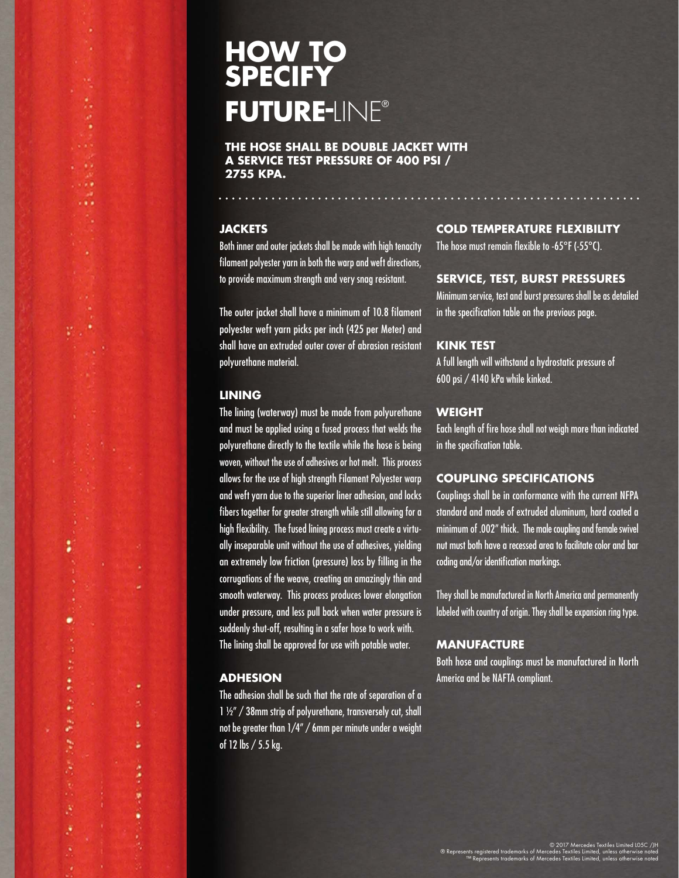# HOW TO SPECIFY FUTURE-LINE®

**THE HOSE SHALL BE DOUBLE JACKET WITH A SERVICE TEST PRESSURE OF 400 PSI / 2755 KPA.**

## JACKETS

Both inner and outer jackets shall be made with high tenacity filament polyester yarn in both the warp and weft directions, to provide maximum strength and very snag resistant.

The outer jacket shall have a minimum of 10.8 filament polyester weft yarn picks per inch (425 per Meter) and shall have an extruded outer cover of abrasion resistant polyurethane material.

## LINING

The lining (waterway) must be made from polyurethane and must be applied using a fused process that welds the polyurethane directly to the textile while the hose is being woven, without the use of adhesives or hot melt. This process allows for the use of high strength Filament Polyester warp and weft yarn due to the superior liner adhesion, and locks fibers together for greater strength while still allowing for a high flexibility. The fused lining process must create a virtually inseparable unit without the use of adhesives, yielding an extremely low friction (pressure) loss by filling in the corrugations of the weave, creating an amazingly thin and smooth waterway. This process produces lower elongation under pressure, and less pull back when water pressure is suddenly shut-off, resulting in a safer hose to work with. The lining shall be approved for use with potable water.

## ADHESION

The adhesion shall be such that the rate of separation of a 1 ½" / 38mm strip of polyurethane, transversely cut, shall not be greater than 1/4" / 6mm per minute under a weight of 12 lbs / 5.5 kg.

## COLD TEMPERATURE FLEXIBILITY

The hose must remain flexible to -65°F (-55°C).

## SERVICE, TEST, BURST PRESSURES

Minimum service, test and burst pressures shall be as detailed in the specification table on the previous page.

## KINK TEST

A full length will withstand a hydrostatic pressure of 600 psi / 4140 kPa while kinked.

## WEIGHT

Each length of fire hose shall not weigh more than indicated in the specification table.

## COUPLING SPECIFICATIONS

Couplings shall be in conformance with the current NFPA standard and made of extruded aluminum, hard coated a minimum of .002" thick. The male coupling and female swivel nut must both have a recessed area to facilitate color and bar coding and/or identification markings.

They shall be manufactured in North America and permanently labeled with country of origin. They shall be expansion ring type.

## MANUFACTURE

Both hose and couplings must be manufactured in North America and be NAFTA compliant.

© 2017 Mercedes Textiles Limited L05C /JH
® Represents registered trademarks of Mercedes Textiles Limited, unless otherwise noted
™ Represents trademarks of Mercedes Textiles Limited, unless otherwise noted